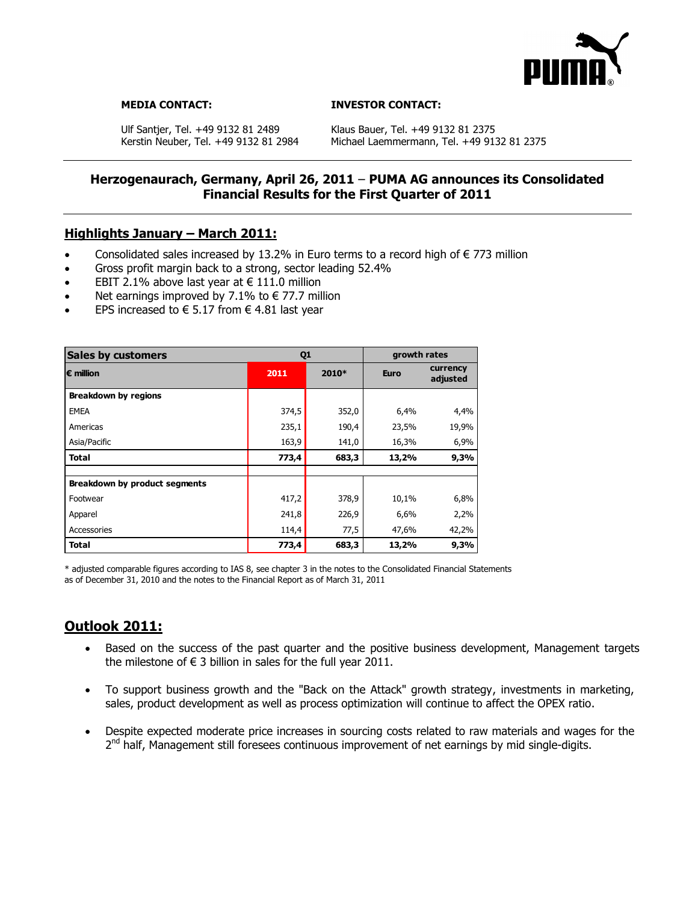**MEDIA CONTACT:**

Ulf Santjer, Tel. +49 9132 81 2489
Kerstin Neuber, Tel. +49 9132 81 2984

**INVESTOR CONTACT:**

Klaus Bauer, Tel. +49 9132 81 2375
Michael Laemmermann, Tel. +49 9132 81 2375

## Herzogenaurach, Germany, April 26, 2011 – PUMA AG announces its Consolidated Financial Results for the First Quarter of 2011

## Highlights January – March 2011:

- Consolidated sales increased by 13.2% in Euro terms to a record high of € 773 million
- Gross profit margin back to a strong, sector leading 52.4%
- EBIT 2.1% above last year at € 111.0 million
- Net earnings improved by 7.1% to € 77.7 million
- EPS increased to € 5.17 from € 4.81 last year

| Sales by customers | Q1 | | growth rates | |
|---|---|---|---|---|
| **€ million** | **2011** | **2010*** | **Euro** | **currency adjusted** |
| **Breakdown by regions** | | | | |
| EMEA | 374,5 | 352,0 | 6,4% | 4,4% |
| Americas | 235,1 | 190,4 | 23,5% | 19,9% |
| Asia/Pacific | 163,9 | 141,0 | 16,3% | 6,9% |
| **Total** | **773,4** | **683,3** | **13,2%** | **9,3%** |
| | | | | |
| **Breakdown by product segments** | | | | |
| Footwear | 417,2 | 378,9 | 10,1% | 6,8% |
| Apparel | 241,8 | 226,9 | 6,6% | 2,2% |
| Accessories | 114,4 | 77,5 | 47,6% | 42,2% |
| **Total** | **773,4** | **683,3** | **13,2%** | **9,3%** |

* adjusted comparable figures according to IAS 8, see chapter 3 in the notes to the Consolidated Financial Statements as of December 31, 2010 and the notes to the Financial Report as of March 31, 2011

## Outlook 2011:

- Based on the success of the past quarter and the positive business development, Management targets the milestone of € 3 billion in sales for the full year 2011.
- To support business growth and the "Back on the Attack" growth strategy, investments in marketing, sales, product development as well as process optimization will continue to affect the OPEX ratio.
- Despite expected moderate price increases in sourcing costs related to raw materials and wages for the 2nd half, Management still foresees continuous improvement of net earnings by mid single-digits.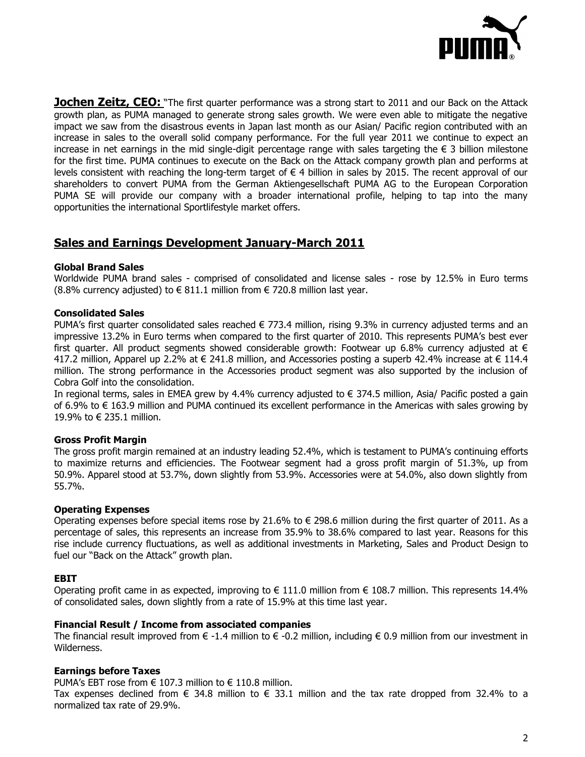**Jochen Zeitz, CEO:** "The first quarter performance was a strong start to 2011 and our Back on the Attack growth plan, as PUMA managed to generate strong sales growth. We were even able to mitigate the negative impact we saw from the disastrous events in Japan last month as our Asian/ Pacific region contributed with an increase in sales to the overall solid company performance. For the full year 2011 we continue to expect an increase in net earnings in the mid single-digit percentage range with sales targeting the € 3 billion milestone for the first time. PUMA continues to execute on the Back on the Attack company growth plan and performs at levels consistent with reaching the long-term target of € 4 billion in sales by 2015. The recent approval of our shareholders to convert PUMA from the German Aktiengesellschaft PUMA AG to the European Corporation PUMA SE will provide our company with a broader international profile, helping to tap into the many opportunities the international Sportlifestyle market offers.

## Sales and Earnings Development January-March 2011

**Global Brand Sales**

Worldwide PUMA brand sales - comprised of consolidated and license sales - rose by 12.5% in Euro terms (8.8% currency adjusted) to € 811.1 million from € 720.8 million last year.

**Consolidated Sales**

PUMA's first quarter consolidated sales reached € 773.4 million, rising 9.3% in currency adjusted terms and an impressive 13.2% in Euro terms when compared to the first quarter of 2010. This represents PUMA's best ever first quarter. All product segments showed considerable growth: Footwear up 6.8% currency adjusted at € 417.2 million, Apparel up 2.2% at € 241.8 million, and Accessories posting a superb 42.4% increase at € 114.4 million. The strong performance in the Accessories product segment was also supported by the inclusion of Cobra Golf into the consolidation.

In regional terms, sales in EMEA grew by 4.4% currency adjusted to € 374.5 million, Asia/ Pacific posted a gain of 6.9% to € 163.9 million and PUMA continued its excellent performance in the Americas with sales growing by 19.9% to € 235.1 million.

**Gross Profit Margin**

The gross profit margin remained at an industry leading 52.4%, which is testament to PUMA's continuing efforts to maximize returns and efficiencies. The Footwear segment had a gross profit margin of 51.3%, up from 50.9%. Apparel stood at 53.7%, down slightly from 53.9%. Accessories were at 54.0%, also down slightly from 55.7%.

**Operating Expenses**

Operating expenses before special items rose by 21.6% to € 298.6 million during the first quarter of 2011. As a percentage of sales, this represents an increase from 35.9% to 38.6% compared to last year. Reasons for this rise include currency fluctuations, as well as additional investments in Marketing, Sales and Product Design to fuel our "Back on the Attack" growth plan.

**EBIT**

Operating profit came in as expected, improving to € 111.0 million from € 108.7 million. This represents 14.4% of consolidated sales, down slightly from a rate of 15.9% at this time last year.

**Financial Result / Income from associated companies**

The financial result improved from € -1.4 million to € -0.2 million, including € 0.9 million from our investment in Wilderness.

**Earnings before Taxes**

PUMA's EBT rose from € 107.3 million to € 110.8 million.

Tax expenses declined from € 34.8 million to € 33.1 million and the tax rate dropped from 32.4% to a normalized tax rate of 29.9%.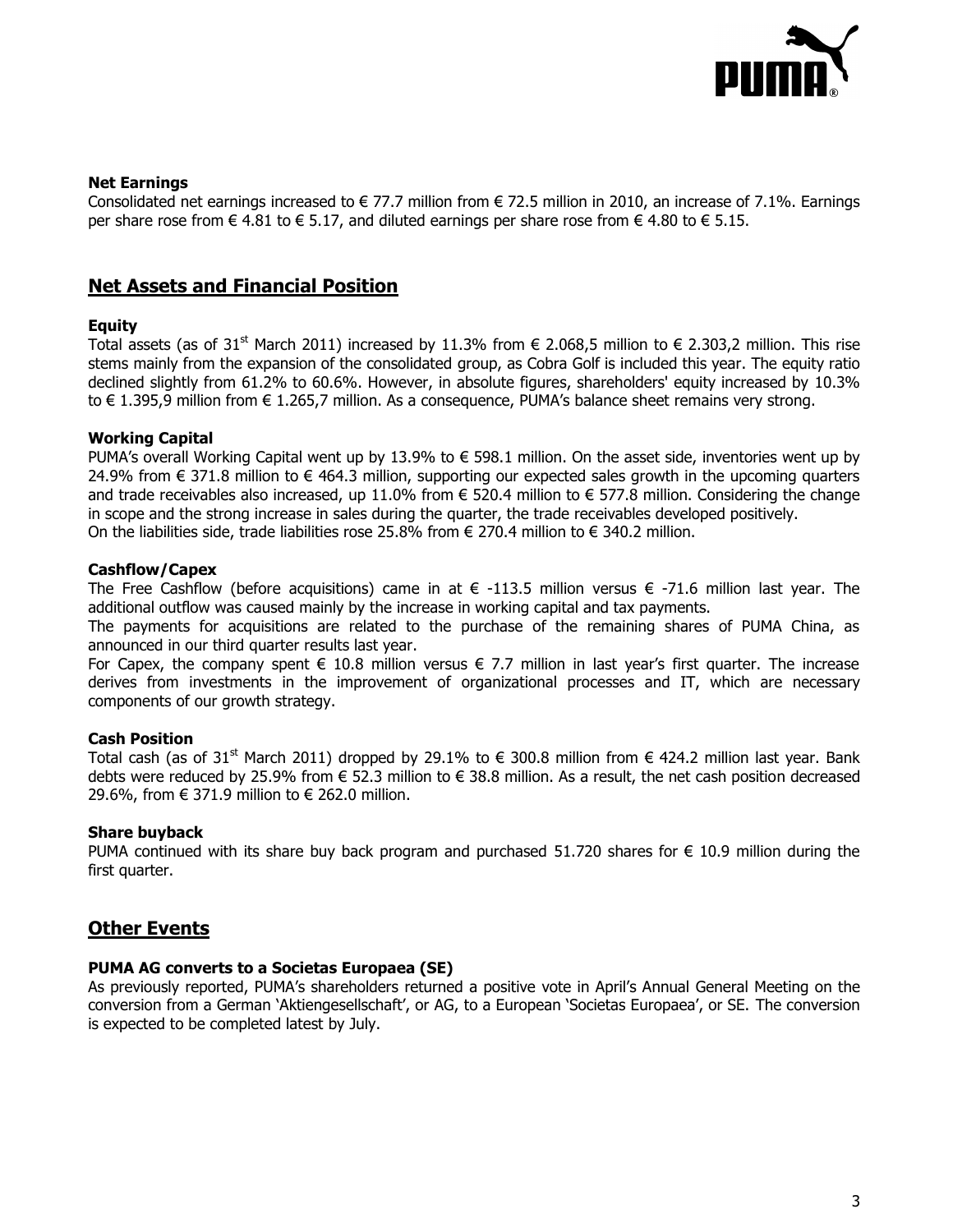### Net Earnings

Consolidated net earnings increased to € 77.7 million from € 72.5 million in 2010, an increase of 7.1%. Earnings per share rose from € 4.81 to € 5.17, and diluted earnings per share rose from € 4.80 to € 5.15.

## Net Assets and Financial Position

### Equity

Total assets (as of 31st March 2011) increased by 11.3% from € 2.068,5 million to € 2.303,2 million. This rise stems mainly from the expansion of the consolidated group, as Cobra Golf is included this year. The equity ratio declined slightly from 61.2% to 60.6%. However, in absolute figures, shareholders' equity increased by 10.3% to € 1.395,9 million from € 1.265,7 million. As a consequence, PUMA's balance sheet remains very strong.

### Working Capital

PUMA's overall Working Capital went up by 13.9% to € 598.1 million. On the asset side, inventories went up by 24.9% from € 371.8 million to € 464.3 million, supporting our expected sales growth in the upcoming quarters and trade receivables also increased, up 11.0% from € 520.4 million to € 577.8 million. Considering the change in scope and the strong increase in sales during the quarter, the trade receivables developed positively.
On the liabilities side, trade liabilities rose 25.8% from € 270.4 million to € 340.2 million.

### Cashflow/Capex

The Free Cashflow (before acquisitions) came in at € -113.5 million versus € -71.6 million last year. The additional outflow was caused mainly by the increase in working capital and tax payments.
The payments for acquisitions are related to the purchase of the remaining shares of PUMA China, as announced in our third quarter results last year.
For Capex, the company spent € 10.8 million versus € 7.7 million in last year's first quarter. The increase derives from investments in the improvement of organizational processes and IT, which are necessary components of our growth strategy.

### Cash Position

Total cash (as of 31st March 2011) dropped by 29.1% to € 300.8 million from € 424.2 million last year. Bank debts were reduced by 25.9% from € 52.3 million to € 38.8 million. As a result, the net cash position decreased 29.6%, from € 371.9 million to € 262.0 million.

### Share buyback

PUMA continued with its share buy back program and purchased 51.720 shares for € 10.9 million during the first quarter.

## Other Events

### PUMA AG converts to a Societas Europaea (SE)

As previously reported, PUMA's shareholders returned a positive vote in April's Annual General Meeting on the conversion from a German 'Aktiengesellschaft', or AG, to a European 'Societas Europaea', or SE. The conversion is expected to be completed latest by July.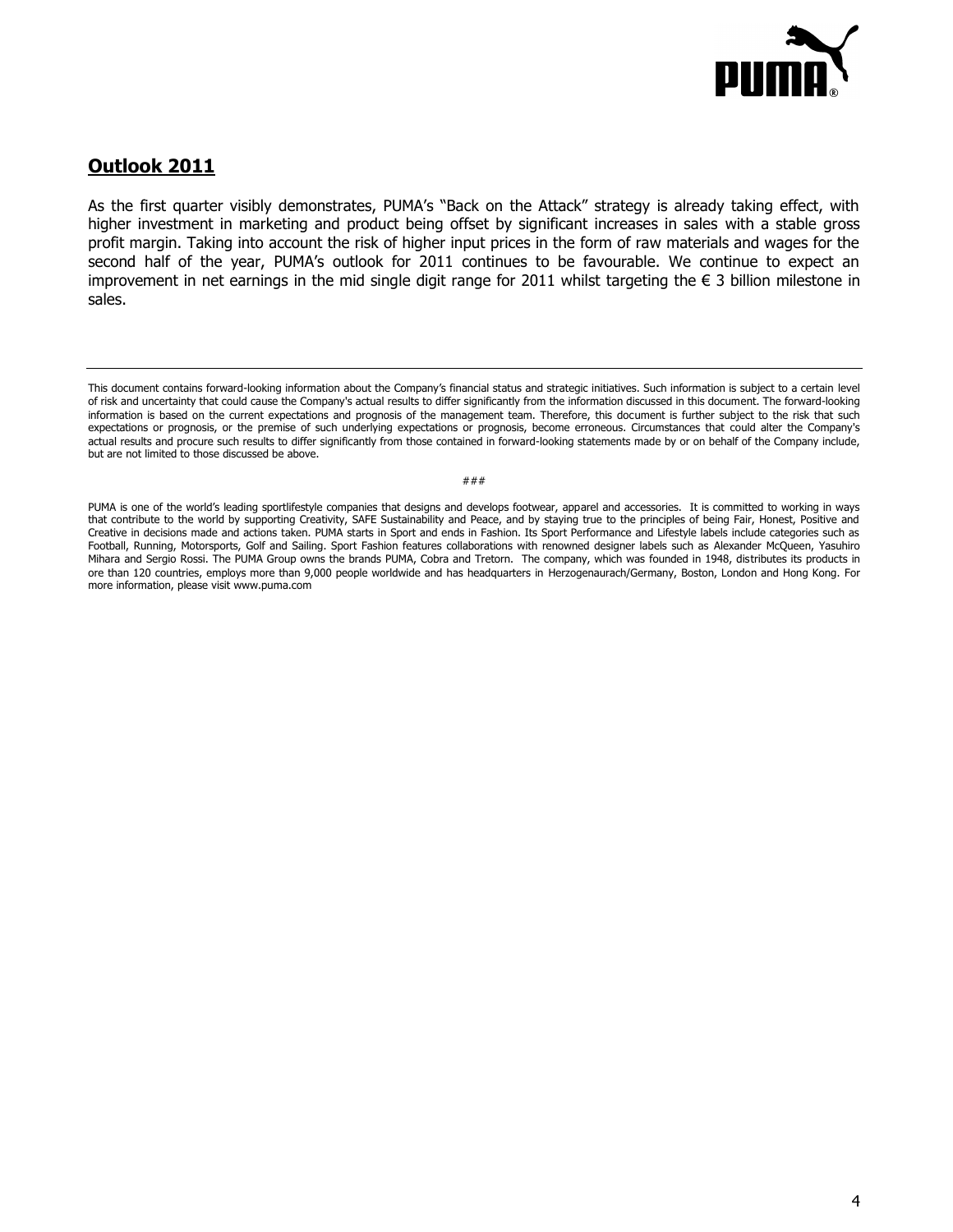## Outlook 2011

As the first quarter visibly demonstrates, PUMA's "Back on the Attack" strategy is already taking effect, with higher investment in marketing and product being offset by significant increases in sales with a stable gross profit margin. Taking into account the risk of higher input prices in the form of raw materials and wages for the second half of the year, PUMA's outlook for 2011 continues to be favourable. We continue to expect an improvement in net earnings in the mid single digit range for 2011 whilst targeting the € 3 billion milestone in sales.

---

This document contains forward-looking information about the Company's financial status and strategic initiatives. Such information is subject to a certain level of risk and uncertainty that could cause the Company's actual results to differ significantly from the information discussed in this document. The forward-looking information is based on the current expectations and prognosis of the management team. Therefore, this document is further subject to the risk that such expectations or prognosis, or the premise of such underlying expectations or prognosis, become erroneous. Circumstances that could alter the Company's actual results and procure such results to differ significantly from those contained in forward-looking statements made by or on behalf of the Company include, but are not limited to those discussed be above.

###

PUMA is one of the world's leading sportlifestyle companies that designs and develops footwear, apparel and accessories. It is committed to working in ways that contribute to the world by supporting Creativity, SAFE Sustainability and Peace, and by staying true to the principles of being Fair, Honest, Positive and Creative in decisions made and actions taken. PUMA starts in Sport and ends in Fashion. Its Sport Performance and Lifestyle labels include categories such as Football, Running, Motorsports, Golf and Sailing. Sport Fashion features collaborations with renowned designer labels such as Alexander McQueen, Yasuhiro Mihara and Sergio Rossi. The PUMA Group owns the brands PUMA, Cobra and Tretorn. The company, which was founded in 1948, distributes its products in ore than 120 countries, employs more than 9,000 people worldwide and has headquarters in Herzogenaurach/Germany, Boston, London and Hong Kong. For more information, please visit www.puma.com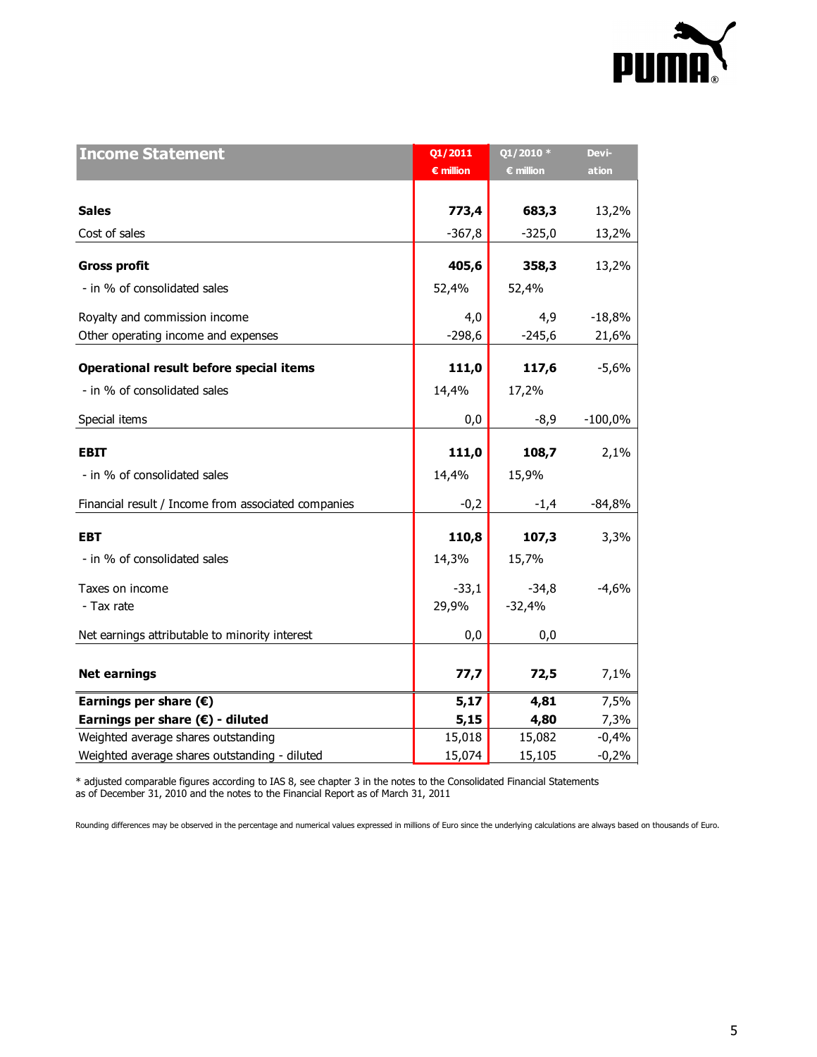| Income Statement | Q1/2011 € million | Q1/2010 * € million | Deviation |
|---|---|---|---|
| **Sales** | **773,4** | **683,3** | 13,2% |
| Cost of sales | -367,8 | -325,0 | 13,2% |
| **Gross profit** | **405,6** | **358,3** | 13,2% |
| - in % of consolidated sales | 52,4% | 52,4% | |
| Royalty and commission income | 4,0 | 4,9 | -18,8% |
| Other operating income and expenses | -298,6 | -245,6 | 21,6% |
| **Operational result before special items** | **111,0** | **117,6** | -5,6% |
| - in % of consolidated sales | 14,4% | 17,2% | |
| Special items | 0,0 | -8,9 | -100,0% |
| **EBIT** | **111,0** | **108,7** | 2,1% |
| - in % of consolidated sales | 14,4% | 15,9% | |
| Financial result / Income from associated companies | -0,2 | -1,4 | -84,8% |
| **EBT** | **110,8** | **107,3** | 3,3% |
| - in % of consolidated sales | 14,3% | 15,7% | |
| Taxes on income | -33,1 | -34,8 | -4,6% |
| - Tax rate | 29,9% | -32,4% | |
| Net earnings attributable to minority interest | 0,0 | 0,0 | |
| **Net earnings** | **77,7** | **72,5** | 7,1% |
| **Earnings per share (€)** | **5,17** | **4,81** | 7,5% |
| **Earnings per share (€) - diluted** | **5,15** | **4,80** | 7,3% |
| Weighted average shares outstanding | 15,018 | 15,082 | -0,4% |
| Weighted average shares outstanding - diluted | 15,074 | 15,105 | -0,2% |

* adjusted comparable figures according to IAS 8, see chapter 3 in the notes to the Consolidated Financial Statements as of December 31, 2010 and the notes to the Financial Report as of March 31, 2011

Rounding differences may be observed in the percentage and numerical values expressed in millions of Euro since the underlying calculations are always based on thousands of Euro.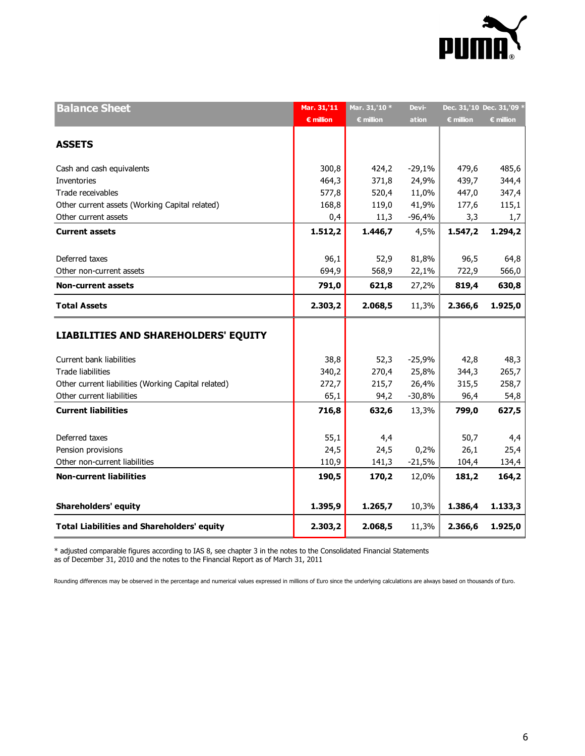| Balance Sheet | Mar. 31,'11 € million | Mar. 31,'10 * € million | Deviation | Dec. 31,'10 € million | Dec. 31,'09 * € million |
|---|---|---|---|---|---|
| **ASSETS** | | | | | |
| Cash and cash equivalents | 300,8 | 424,2 | -29,1% | 479,6 | 485,6 |
| Inventories | 464,3 | 371,8 | 24,9% | 439,7 | 344,4 |
| Trade receivables | 577,8 | 520,4 | 11,0% | 447,0 | 347,4 |
| Other current assets (Working Capital related) | 168,8 | 119,0 | 41,9% | 177,6 | 115,1 |
| Other current assets | 0,4 | 11,3 | -96,4% | 3,3 | 1,7 |
| **Current assets** | **1.512,2** | **1.446,7** | 4,5% | **1.547,2** | **1.294,2** |
| Deferred taxes | 96,1 | 52,9 | 81,8% | 96,5 | 64,8 |
| Other non-current assets | 694,9 | 568,9 | 22,1% | 722,9 | 566,0 |
| **Non-current assets** | **791,0** | **621,8** | 27,2% | **819,4** | **630,8** |
| **Total Assets** | **2.303,2** | **2.068,5** | 11,3% | **2.366,6** | **1.925,0** |
| **LIABILITIES AND SHAREHOLDERS' EQUITY** | | | | | |
| Current bank liabilities | 38,8 | 52,3 | -25,9% | 42,8 | 48,3 |
| Trade liabilities | 340,2 | 270,4 | 25,8% | 344,3 | 265,7 |
| Other current liabilities (Working Capital related) | 272,7 | 215,7 | 26,4% | 315,5 | 258,7 |
| Other current liabilities | 65,1 | 94,2 | -30,8% | 96,4 | 54,8 |
| **Current liabilities** | **716,8** | **632,6** | 13,3% | **799,0** | **627,5** |
| Deferred taxes | 55,1 | 4,4 | | 50,7 | 4,4 |
| Pension provisions | 24,5 | 24,5 | 0,2% | 26,1 | 25,4 |
| Other non-current liabilities | 110,9 | 141,3 | -21,5% | 104,4 | 134,4 |
| **Non-current liabilities** | **190,5** | **170,2** | 12,0% | **181,2** | **164,2** |
| **Shareholders' equity** | **1.395,9** | **1.265,7** | 10,3% | **1.386,4** | **1.133,3** |
| **Total Liabilities and Shareholders' equity** | **2.303,2** | **2.068,5** | 11,3% | **2.366,6** | **1.925,0** |

* adjusted comparable figures according to IAS 8, see chapter 3 in the notes to the Consolidated Financial Statements as of December 31, 2010 and the notes to the Financial Report as of March 31, 2011

Rounding differences may be observed in the percentage and numerical values expressed in millions of Euro since the underlying calculations are always based on thousands of Euro.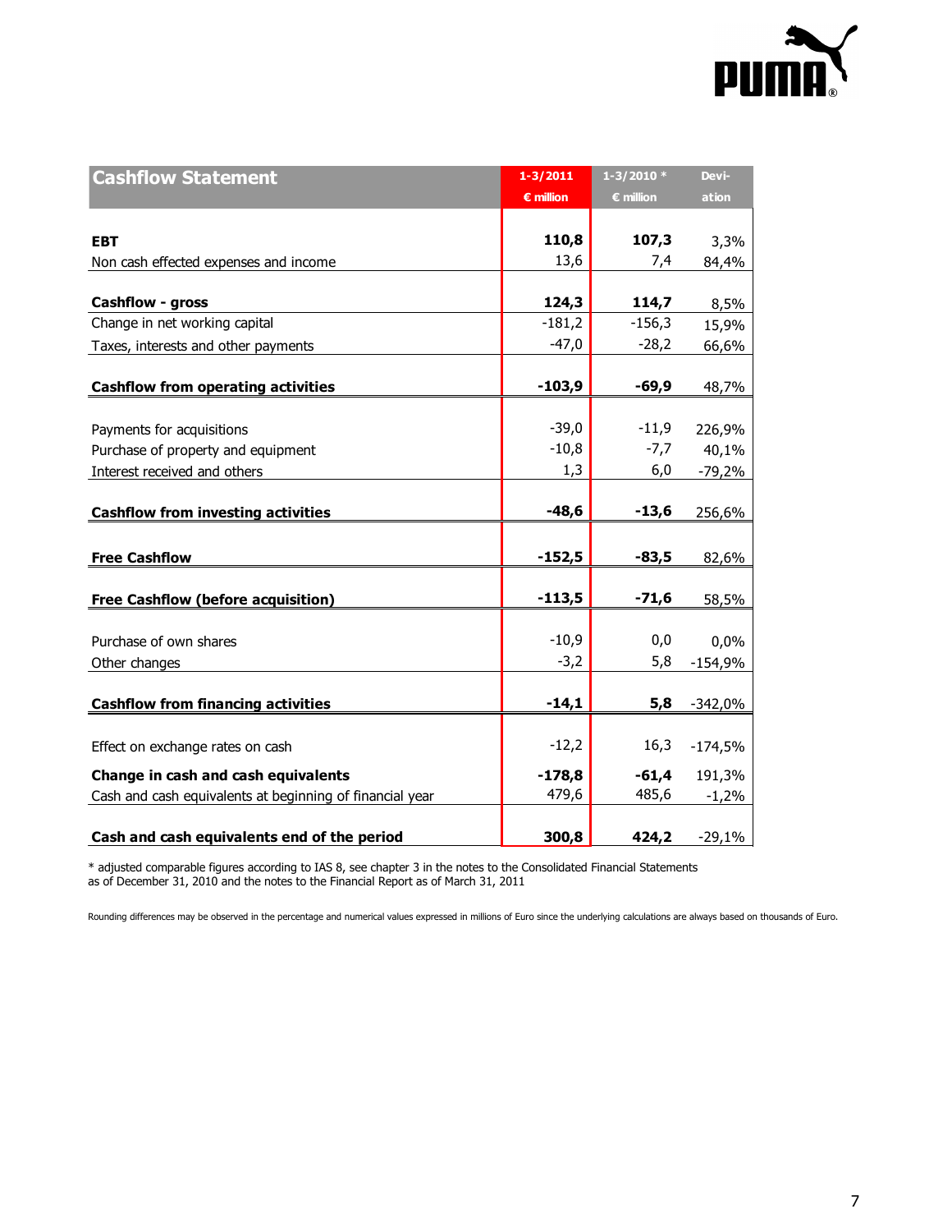| Cashflow Statement | 1-3/2011 € million | 1-3/2010 * € million | Devi-ation |
|---|---|---|---|
| **EBT** | **110,8** | **107,3** | 3,3% |
| Non cash effected expenses and income | 13,6 | 7,4 | 84,4% |
| **Cashflow - gross** | **124,3** | **114,7** | 8,5% |
| Change in net working capital | -181,2 | -156,3 | 15,9% |
| Taxes, interests and other payments | -47,0 | -28,2 | 66,6% |
| **Cashflow from operating activities** | **-103,9** | **-69,9** | 48,7% |
| Payments for acquisitions | -39,0 | -11,9 | 226,9% |
| Purchase of property and equipment | -10,8 | -7,7 | 40,1% |
| Interest received and others | 1,3 | 6,0 | -79,2% |
| **Cashflow from investing activities** | **-48,6** | **-13,6** | 256,6% |
| **Free Cashflow** | **-152,5** | **-83,5** | 82,6% |
| **Free Cashflow (before acquisition)** | **-113,5** | **-71,6** | 58,5% |
| Purchase of own shares | -10,9 | 0,0 | 0,0% |
| Other changes | -3,2 | 5,8 | -154,9% |
| **Cashflow from financing activities** | **-14,1** | **5,8** | -342,0% |
| Effect on exchange rates on cash | -12,2 | 16,3 | -174,5% |
| **Change in cash and cash equivalents** | **-178,8** | **-61,4** | 191,3% |
| Cash and cash equivalents at beginning of financial year | 479,6 | 485,6 | -1,2% |
| **Cash and cash equivalents end of the period** | **300,8** | **424,2** | -29,1% |

* adjusted comparable figures according to IAS 8, see chapter 3 in the notes to the Consolidated Financial Statements as of December 31, 2010 and the notes to the Financial Report as of March 31, 2011

Rounding differences may be observed in the percentage and numerical values expressed in millions of Euro since the underlying calculations are always based on thousands of Euro.